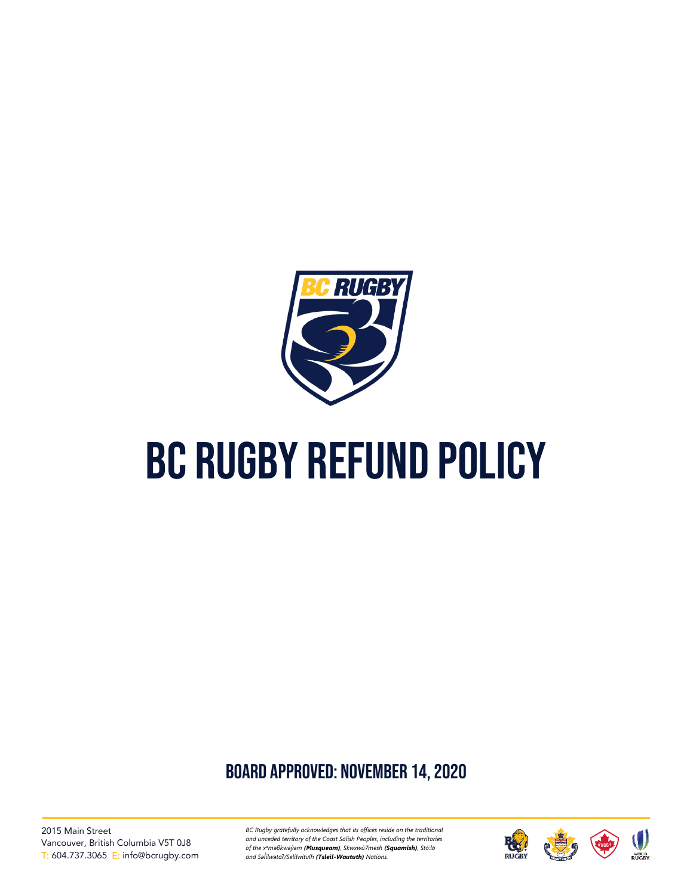# BC RUGBY REFUND POLICY

## BOARD APPROVED: NOVEMBER 14, 2020

2015 Main Street
Vancouver, British Columbia V5T 0J8
T: 604.737.3065 E: info@bcrugby.com

*BC Rugby gratefully acknowledges that its offices reside on the traditional and unceded territory of the Coast Salish Peoples, including the territories of the xʷməθkwəy̓əm **(Musqueam)**, Skwxwú7mesh **(Squamish)**, Stó:lō and Səl̓ílwətaʔ/Selilwitulh **(Tsleil-Waututh)** Nations.*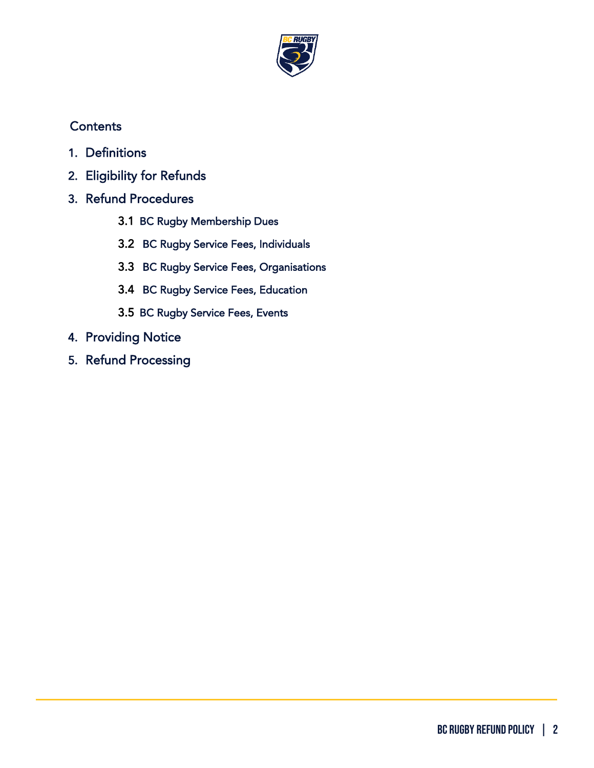## Contents

1. Definitions
2. Eligibility for Refunds
3. Refund Procedures
   - 3.1 BC Rugby Membership Dues
   - 3.2 BC Rugby Service Fees, Individuals
   - 3.3 BC Rugby Service Fees, Organisations
   - 3.4 BC Rugby Service Fees, Education
   - 3.5 BC Rugby Service Fees, Events
4. Providing Notice
5. Refund Processing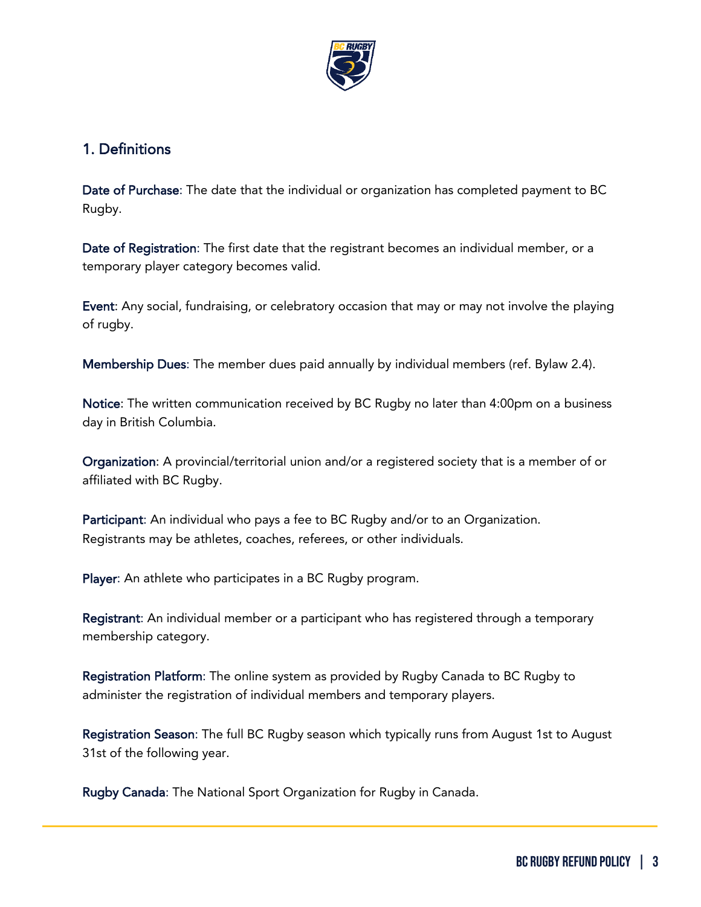## 1. Definitions

**Date of Purchase**: The date that the individual or organization has completed payment to BC Rugby.

**Date of Registration**: The first date that the registrant becomes an individual member, or a temporary player category becomes valid.

**Event**: Any social, fundraising, or celebratory occasion that may or may not involve the playing of rugby.

**Membership Dues**: The member dues paid annually by individual members (ref. Bylaw 2.4).

**Notice**: The written communication received by BC Rugby no later than 4:00pm on a business day in British Columbia.

**Organization**: A provincial/territorial union and/or a registered society that is a member of or affiliated with BC Rugby.

**Participant**: An individual who pays a fee to BC Rugby and/or to an Organization. Registrants may be athletes, coaches, referees, or other individuals.

**Player**: An athlete who participates in a BC Rugby program.

**Registrant**: An individual member or a participant who has registered through a temporary membership category.

**Registration Platform**: The online system as provided by Rugby Canada to BC Rugby to administer the registration of individual members and temporary players.

**Registration Season**: The full BC Rugby season which typically runs from August 1st to August 31st of the following year.

**Rugby Canada**: The National Sport Organization for Rugby in Canada.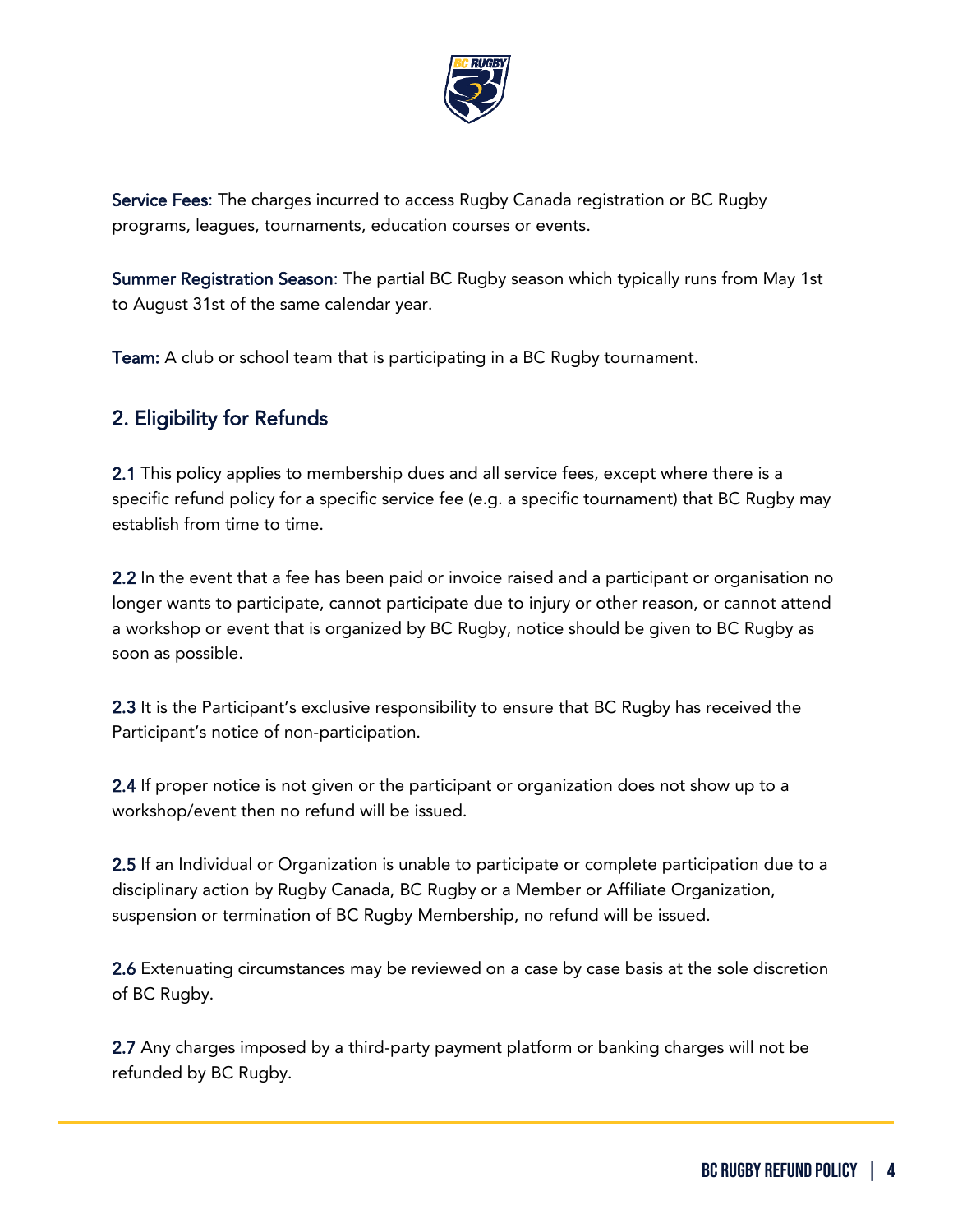**Service Fees**: The charges incurred to access Rugby Canada registration or BC Rugby programs, leagues, tournaments, education courses or events.

**Summer Registration Season**: The partial BC Rugby season which typically runs from May 1st to August 31st of the same calendar year.

**Team:** A club or school team that is participating in a BC Rugby tournament.

## 2. Eligibility for Refunds

**2.1** This policy applies to membership dues and all service fees, except where there is a specific refund policy for a specific service fee (e.g. a specific tournament) that BC Rugby may establish from time to time.

**2.2** In the event that a fee has been paid or invoice raised and a participant or organisation no longer wants to participate, cannot participate due to injury or other reason, or cannot attend a workshop or event that is organized by BC Rugby, notice should be given to BC Rugby as soon as possible.

**2.3** It is the Participant's exclusive responsibility to ensure that BC Rugby has received the Participant's notice of non-participation.

**2.4** If proper notice is not given or the participant or organization does not show up to a workshop/event then no refund will be issued.

**2.5** If an Individual or Organization is unable to participate or complete participation due to a disciplinary action by Rugby Canada, BC Rugby or a Member or Affiliate Organization, suspension or termination of BC Rugby Membership, no refund will be issued.

**2.6** Extenuating circumstances may be reviewed on a case by case basis at the sole discretion of BC Rugby.

**2.7** Any charges imposed by a third-party payment platform or banking charges will not be refunded by BC Rugby.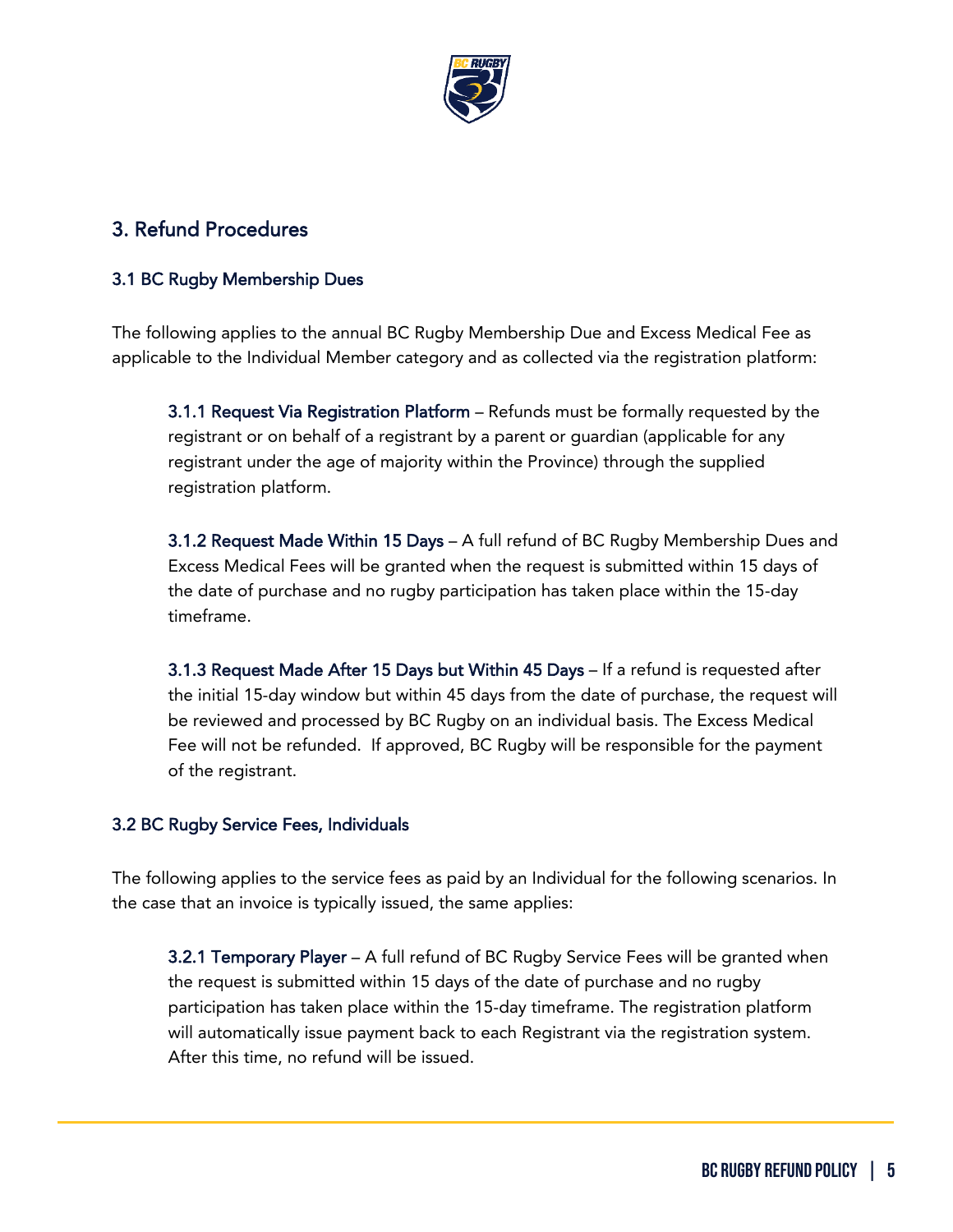## 3. Refund Procedures

### 3.1 BC Rugby Membership Dues

The following applies to the annual BC Rugby Membership Due and Excess Medical Fee as applicable to the Individual Member category and as collected via the registration platform:

**3.1.1 Request Via Registration Platform** – Refunds must be formally requested by the registrant or on behalf of a registrant by a parent or guardian (applicable for any registrant under the age of majority within the Province) through the supplied registration platform.

**3.1.2 Request Made Within 15 Days** – A full refund of BC Rugby Membership Dues and Excess Medical Fees will be granted when the request is submitted within 15 days of the date of purchase and no rugby participation has taken place within the 15-day timeframe.

**3.1.3 Request Made After 15 Days but Within 45 Days** – If a refund is requested after the initial 15-day window but within 45 days from the date of purchase, the request will be reviewed and processed by BC Rugby on an individual basis. The Excess Medical Fee will not be refunded. If approved, BC Rugby will be responsible for the payment of the registrant.

### 3.2 BC Rugby Service Fees, Individuals

The following applies to the service fees as paid by an Individual for the following scenarios. In the case that an invoice is typically issued, the same applies:

**3.2.1 Temporary Player** – A full refund of BC Rugby Service Fees will be granted when the request is submitted within 15 days of the date of purchase and no rugby participation has taken place within the 15-day timeframe. The registration platform will automatically issue payment back to each Registrant via the registration system. After this time, no refund will be issued.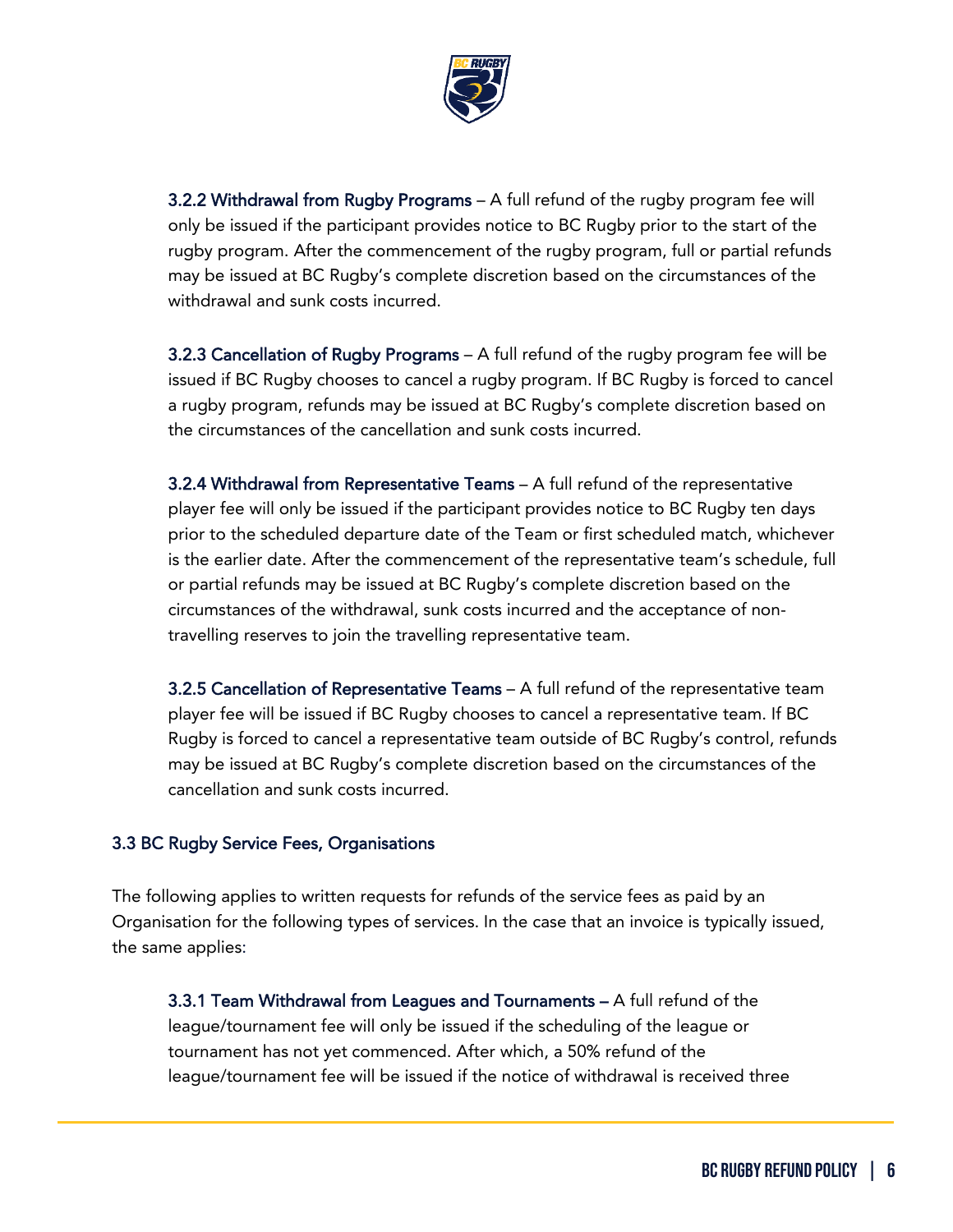**3.2.2 Withdrawal from Rugby Programs** – A full refund of the rugby program fee will only be issued if the participant provides notice to BC Rugby prior to the start of the rugby program. After the commencement of the rugby program, full or partial refunds may be issued at BC Rugby's complete discretion based on the circumstances of the withdrawal and sunk costs incurred.

**3.2.3 Cancellation of Rugby Programs** – A full refund of the rugby program fee will be issued if BC Rugby chooses to cancel a rugby program. If BC Rugby is forced to cancel a rugby program, refunds may be issued at BC Rugby's complete discretion based on the circumstances of the cancellation and sunk costs incurred.

**3.2.4 Withdrawal from Representative Teams** – A full refund of the representative player fee will only be issued if the participant provides notice to BC Rugby ten days prior to the scheduled departure date of the Team or first scheduled match, whichever is the earlier date. After the commencement of the representative team's schedule, full or partial refunds may be issued at BC Rugby's complete discretion based on the circumstances of the withdrawal, sunk costs incurred and the acceptance of non-travelling reserves to join the travelling representative team.

**3.2.5 Cancellation of Representative Teams** – A full refund of the representative team player fee will be issued if BC Rugby chooses to cancel a representative team. If BC Rugby is forced to cancel a representative team outside of BC Rugby's control, refunds may be issued at BC Rugby's complete discretion based on the circumstances of the cancellation and sunk costs incurred.

### 3.3 BC Rugby Service Fees, Organisations

The following applies to written requests for refunds of the service fees as paid by an Organisation for the following types of services. In the case that an invoice is typically issued, the same applies:

**3.3.1 Team Withdrawal from Leagues and Tournaments –** A full refund of the league/tournament fee will only be issued if the scheduling of the league or tournament has not yet commenced. After which, a 50% refund of the league/tournament fee will be issued if the notice of withdrawal is received three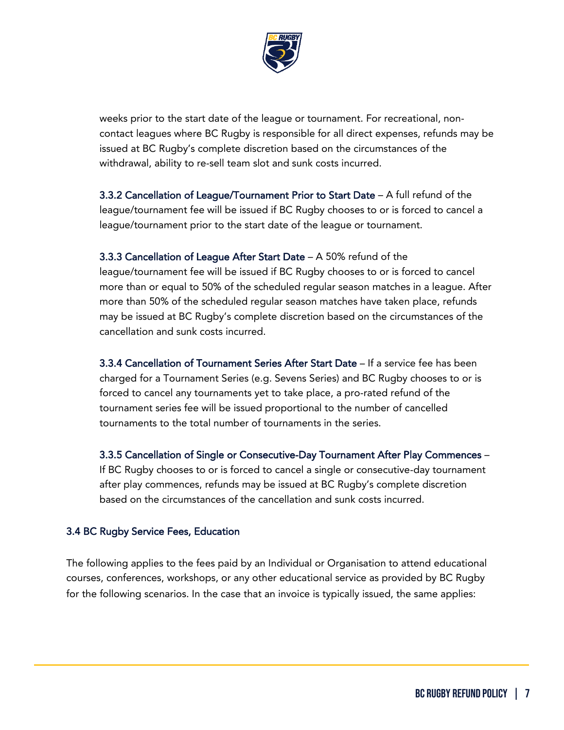weeks prior to the start date of the league or tournament. For recreational, non-contact leagues where BC Rugby is responsible for all direct expenses, refunds may be issued at BC Rugby's complete discretion based on the circumstances of the withdrawal, ability to re-sell team slot and sunk costs incurred.

3.3.2 Cancellation of League/Tournament Prior to Start Date – A full refund of the league/tournament fee will be issued if BC Rugby chooses to or is forced to cancel a league/tournament prior to the start date of the league or tournament.

3.3.3 Cancellation of League After Start Date – A 50% refund of the league/tournament fee will be issued if BC Rugby chooses to or is forced to cancel more than or equal to 50% of the scheduled regular season matches in a league. After more than 50% of the scheduled regular season matches have taken place, refunds may be issued at BC Rugby's complete discretion based on the circumstances of the cancellation and sunk costs incurred.

3.3.4 Cancellation of Tournament Series After Start Date – If a service fee has been charged for a Tournament Series (e.g. Sevens Series) and BC Rugby chooses to or is forced to cancel any tournaments yet to take place, a pro-rated refund of the tournament series fee will be issued proportional to the number of cancelled tournaments to the total number of tournaments in the series.

3.3.5 Cancellation of Single or Consecutive-Day Tournament After Play Commences – If BC Rugby chooses to or is forced to cancel a single or consecutive-day tournament after play commences, refunds may be issued at BC Rugby's complete discretion based on the circumstances of the cancellation and sunk costs incurred.

### 3.4 BC Rugby Service Fees, Education

The following applies to the fees paid by an Individual or Organisation to attend educational courses, conferences, workshops, or any other educational service as provided by BC Rugby for the following scenarios. In the case that an invoice is typically issued, the same applies: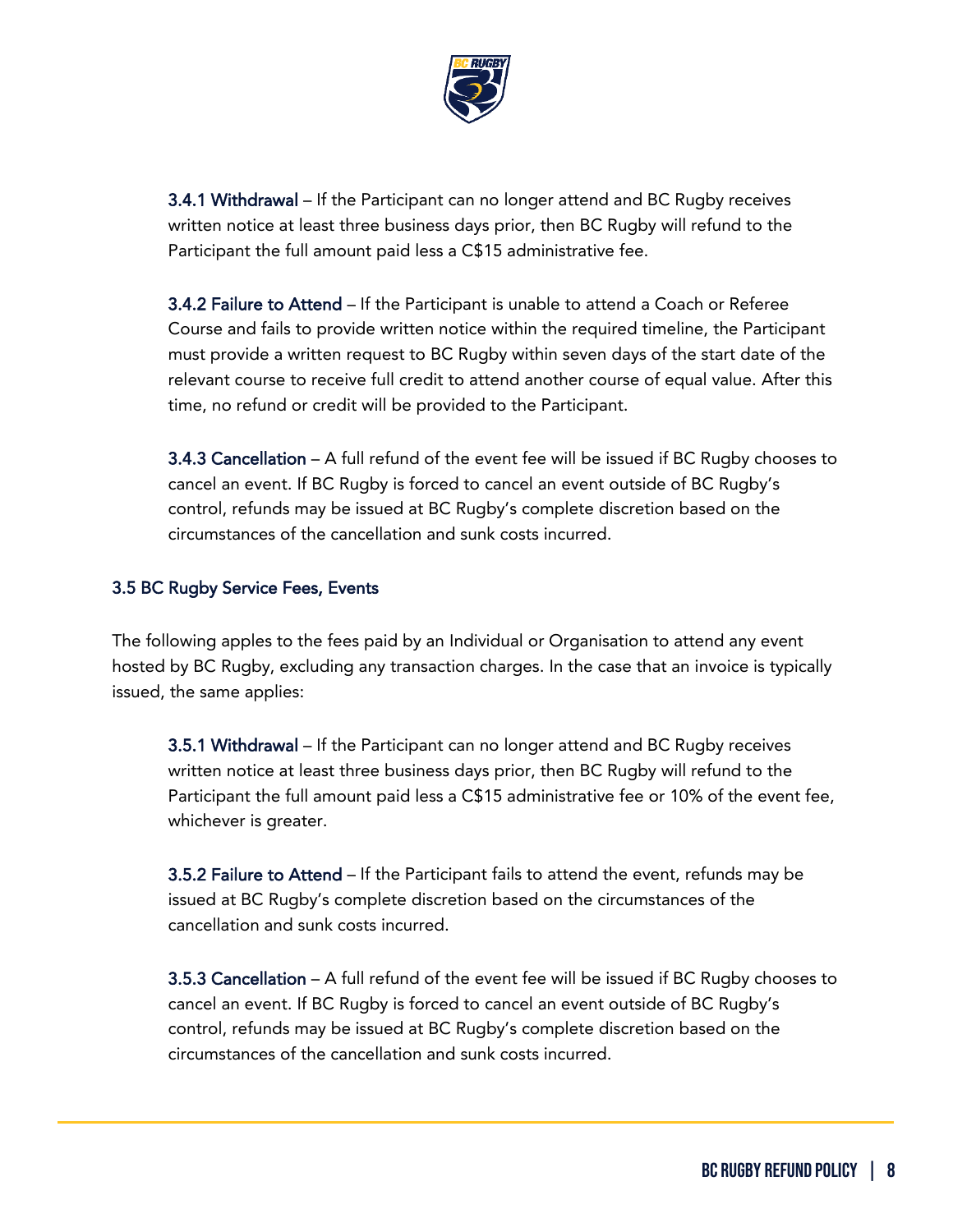**3.4.1 Withdrawal** – If the Participant can no longer attend and BC Rugby receives written notice at least three business days prior, then BC Rugby will refund to the Participant the full amount paid less a C$15 administrative fee.

**3.4.2 Failure to Attend** – If the Participant is unable to attend a Coach or Referee Course and fails to provide written notice within the required timeline, the Participant must provide a written request to BC Rugby within seven days of the start date of the relevant course to receive full credit to attend another course of equal value. After this time, no refund or credit will be provided to the Participant.

**3.4.3 Cancellation** – A full refund of the event fee will be issued if BC Rugby chooses to cancel an event. If BC Rugby is forced to cancel an event outside of BC Rugby's control, refunds may be issued at BC Rugby's complete discretion based on the circumstances of the cancellation and sunk costs incurred.

### 3.5 BC Rugby Service Fees, Events

The following apples to the fees paid by an Individual or Organisation to attend any event hosted by BC Rugby, excluding any transaction charges. In the case that an invoice is typically issued, the same applies:

**3.5.1 Withdrawal** – If the Participant can no longer attend and BC Rugby receives written notice at least three business days prior, then BC Rugby will refund to the Participant the full amount paid less a C$15 administrative fee or 10% of the event fee, whichever is greater.

**3.5.2 Failure to Attend** – If the Participant fails to attend the event, refunds may be issued at BC Rugby's complete discretion based on the circumstances of the cancellation and sunk costs incurred.

**3.5.3 Cancellation** – A full refund of the event fee will be issued if BC Rugby chooses to cancel an event. If BC Rugby is forced to cancel an event outside of BC Rugby's control, refunds may be issued at BC Rugby's complete discretion based on the circumstances of the cancellation and sunk costs incurred.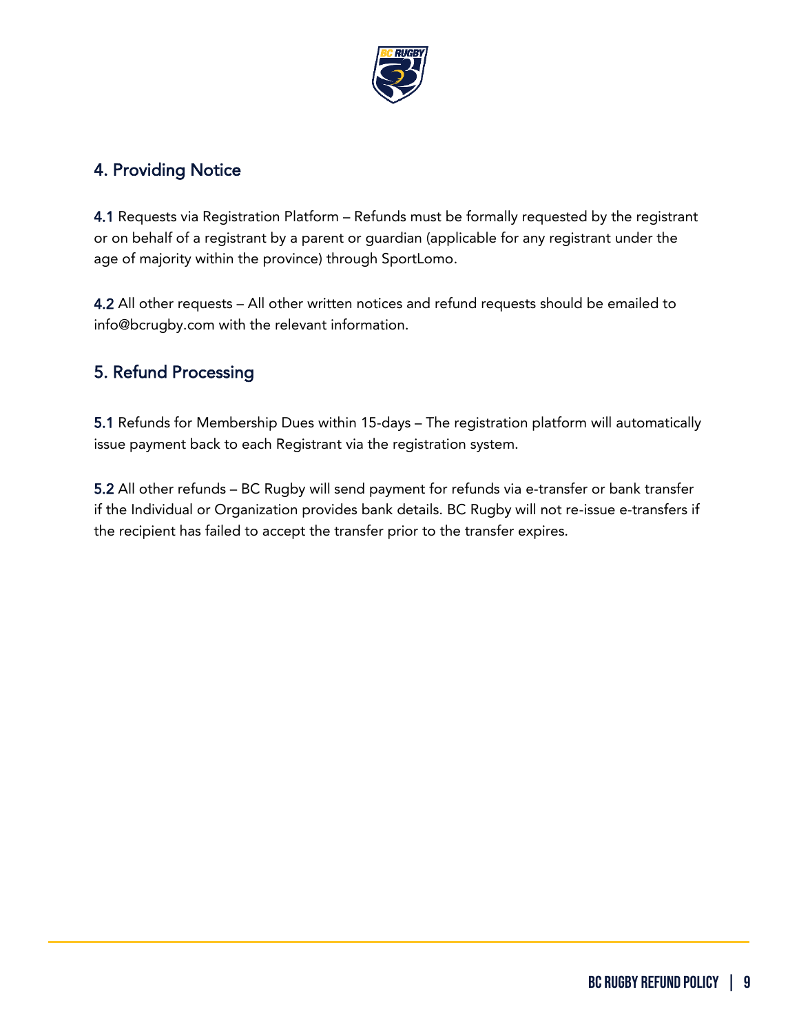## 4. Providing Notice

**4.1** Requests via Registration Platform – Refunds must be formally requested by the registrant or on behalf of a registrant by a parent or guardian (applicable for any registrant under the age of majority within the province) through SportLomo.

**4.2** All other requests – All other written notices and refund requests should be emailed to info@bcrugby.com with the relevant information.

## 5. Refund Processing

**5.1** Refunds for Membership Dues within 15-days – The registration platform will automatically issue payment back to each Registrant via the registration system.

**5.2** All other refunds – BC Rugby will send payment for refunds via e-transfer or bank transfer if the Individual or Organization provides bank details. BC Rugby will not re-issue e-transfers if the recipient has failed to accept the transfer prior to the transfer expires.